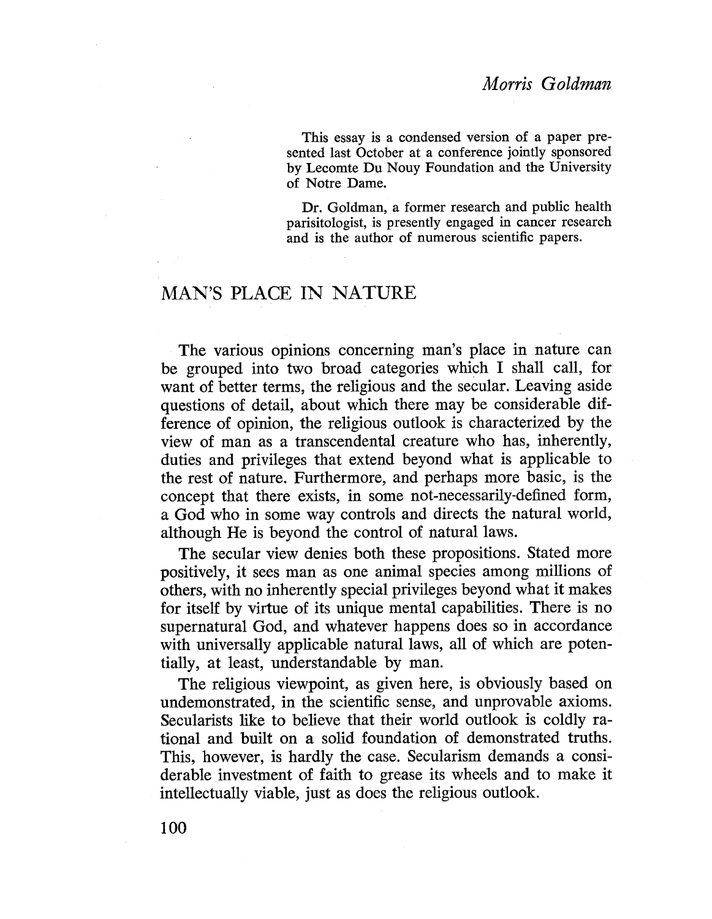*Morris Goldman*

This essay is a condensed version of a paper presented last October at a conference jointly sponsored by Lecomte Du Nouy Foundation and the University of Notre Dame.

Dr. Goldman, a former research and public health parisitologist, is presently engaged in cancer research and is the author of numerous scientific papers.

# MAN'S PLACE IN NATURE

The various opinions concerning man's place in nature can be grouped into two broad categories which I shall call, for want of better terms, the religious and the secular. Leaving aside questions of detail, about which there may be considerable difference of opinion, the religious outlook is characterized by the view of man as a transcendental creature who has, inherently, duties and privileges that extend beyond what is applicable to the rest of nature. Furthermore, and perhaps more basic, is the concept that there exists, in some not-necessarily-defined form, a God who in some way controls and directs the natural world, although He is beyond the control of natural laws.

The secular view denies both these propositions. Stated more positively, it sees man as one animal species among millions of others, with no inherently special privileges beyond what it makes for itself by virtue of its unique mental capabilities. There is no supernatural God, and whatever happens does so in accordance with universally applicable natural laws, all of which are potentially, at least, understandable by man.

The religious viewpoint, as given here, is obviously based on undemonstrated, in the scientific sense, and unprovable axioms. Secularists like to believe that their world outlook is coldly rational and built on a solid foundation of demonstrated truths. This, however, is hardly the case. Secularism demands a considerable investment of faith to grease its wheels and to make it intellectually viable, just as does the religious outlook.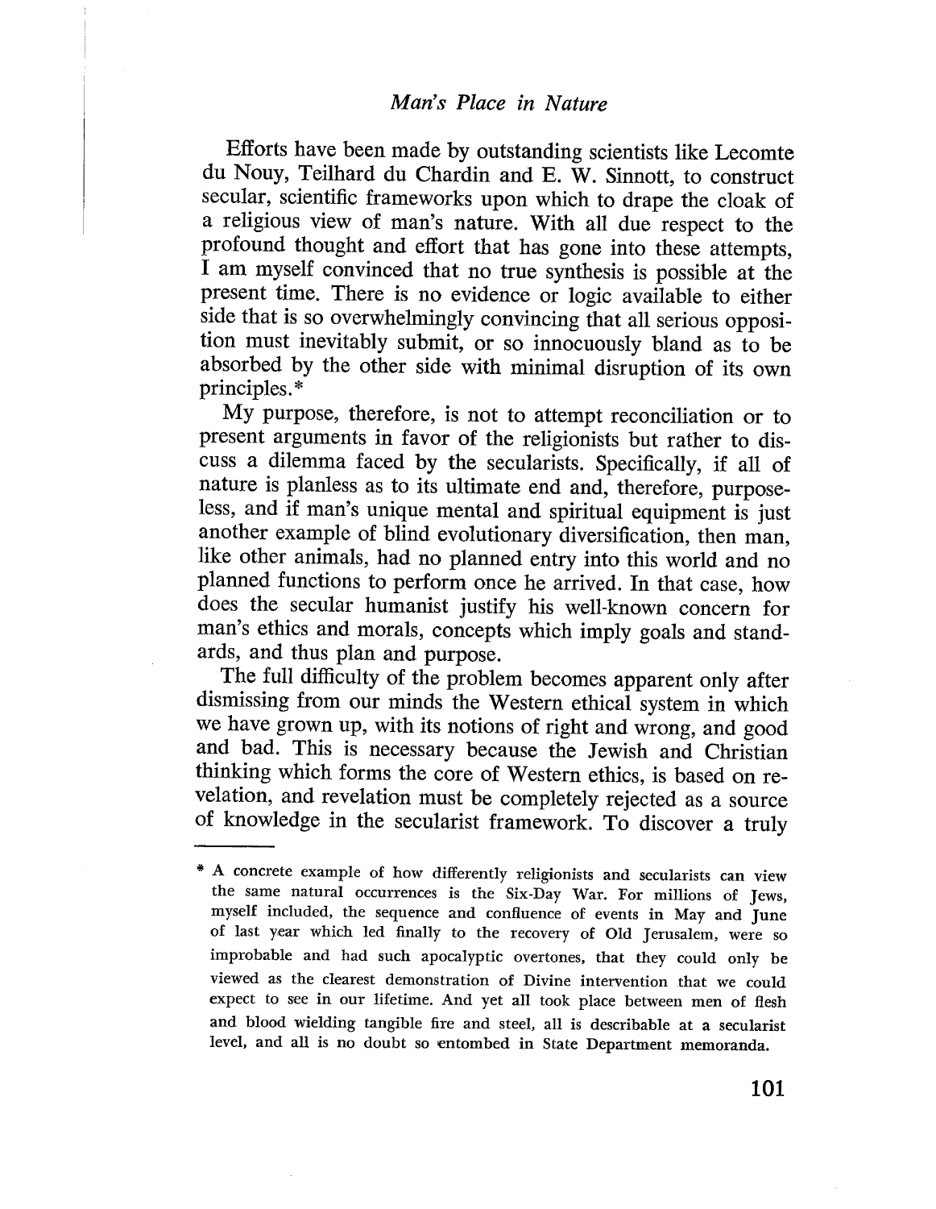Efforts have been made by outstanding scientists like Lecomte du Nouy, Teilhard du Chardin and E. W. Sinnott, to construct secular, scientific frameworks upon which to drape the cloak of a religious view of man's nature. With all due respect to the profound thought and effort that has gone into these attempts, I am myself convinced that no true synthesis is possible at the present time. There is no evidence or logic available to either side that is so overwhelmingly convincing that all serious opposition must inevitably submit, or so innocuously bland as to be absorbed by the other side with minimal disruption of its own principles.*

My purpose, therefore, is not to attempt reconciliation or to present arguments in favor of the religionists but rather to discuss a dilemma faced by the secularists. Specifically, if all of nature is planless as to its ultimate end and, therefore, purposeless, and if man's unique mental and spiritual equipment is just another example of blind evolutionary diversification, then man, like other animals, had no planned entry into this world and no planned functions to perform once he arrived. In that case, how does the secular humanist justify his well-known concern for man's ethics and morals, concepts which imply goals and standards, and thus plan and purpose.

The full difficulty of the problem becomes apparent only after dismissing from our minds the Western ethical system in which we have grown up, with its notions of right and wrong, and good and bad. This is necessary because the Jewish and Christian thinking which forms the core of Western ethics, is based on revelation, and revelation must be completely rejected as a source of knowledge in the secularist framework. To discover a truly

---

\* A concrete example of how differently religionists and secularists can view the same natural occurrences is the Six-Day War. For millions of Jews, myself included, the sequence and confluence of events in May and June of last year which led finally to the recovery of Old Jerusalem, were so improbable and had such apocalyptic overtones, that they could only be viewed as the clearest demonstration of Divine intervention that we could expect to see in our lifetime. And yet all took place between men of flesh and blood wielding tangible fire and steel, all is describable at a secularist level, and all is no doubt so entombed in State Department memoranda.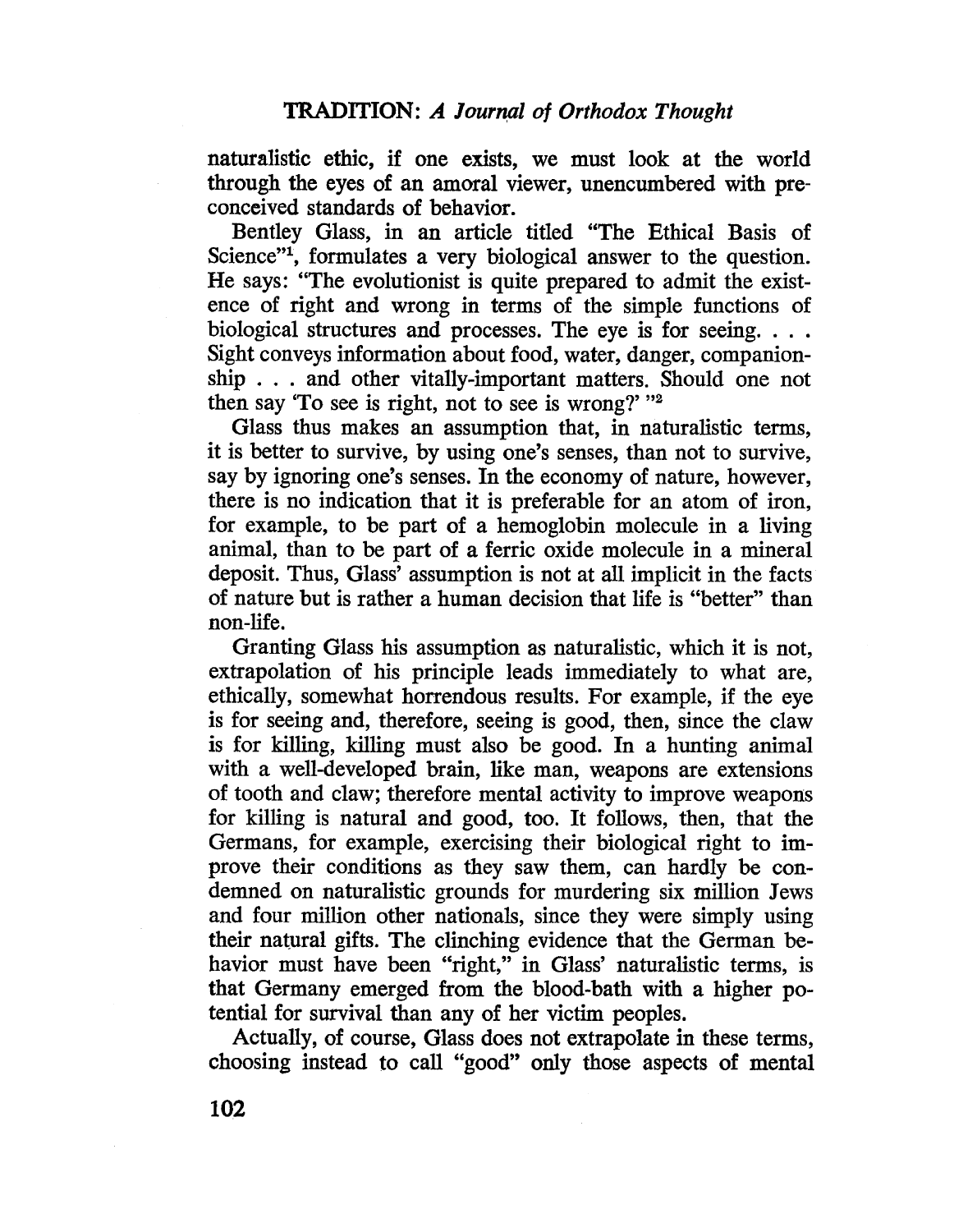naturalistic ethic, if one exists, we must look at the world through the eyes of an amoral viewer, unencumbered with preconceived standards of behavior.

Bentley Glass, in an article titled "The Ethical Basis of Science"[1], formulates a very biological answer to the question. He says: "The evolutionist is quite prepared to admit the existence of right and wrong in terms of the simple functions of biological structures and processes. The eye is for seeing. . . . Sight conveys information about food, water, danger, companionship . . . and other vitally-important matters. Should one not then say 'To see is right, not to see is wrong?' "[2]

Glass thus makes an assumption that, in naturalistic terms, it is better to survive, by using one's senses, than not to survive, say by ignoring one's senses. In the economy of nature, however, there is no indication that it is preferable for an atom of iron, for example, to be part of a hemoglobin molecule in a living animal, than to be part of a ferric oxide molecule in a mineral deposit. Thus, Glass' assumption is not at all implicit in the facts of nature but is rather a human decision that life is "better" than non-life.

Granting Glass his assumption as naturalistic, which it is not, extrapolation of his principle leads immediately to what are, ethically, somewhat horrendous results. For example, if the eye is for seeing and, therefore, seeing is good, then, since the claw is for killing, killing must also be good. In a hunting animal with a well-developed brain, like man, weapons are extensions of tooth and claw; therefore mental activity to improve weapons for killing is natural and good, too. It follows, then, that the Germans, for example, exercising their biological right to improve their conditions as they saw them, can hardly be condemned on naturalistic grounds for murdering six million Jews and four million other nationals, since they were simply using their natural gifts. The clinching evidence that the German behavior must have been "right," in Glass' naturalistic terms, is that Germany emerged from the blood-bath with a higher potential for survival than any of her victim peoples.

Actually, of course, Glass does not extrapolate in these terms, choosing instead to call "good" only those aspects of mental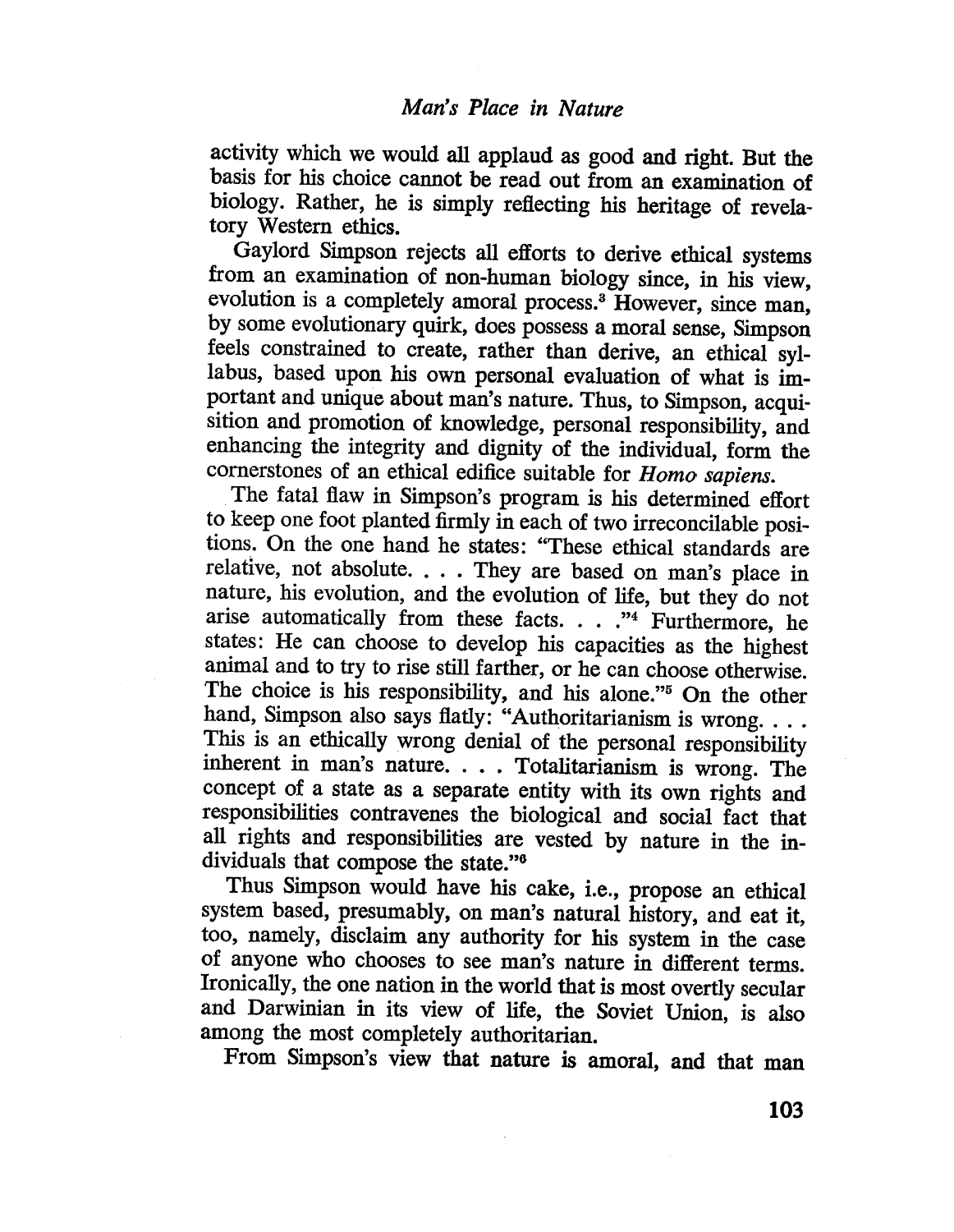activity which we would all applaud as good and right. But the basis for his choice cannot be read out from an examination of biology. Rather, he is simply reflecting his heritage of revelatory Western ethics.

Gaylord Simpson rejects all efforts to derive ethical systems from an examination of non-human biology since, in his view, evolution is a completely amoral process.[3] However, since man, by some evolutionary quirk, does possess a moral sense, Simpson feels constrained to create, rather than derive, an ethical syllabus, based upon his own personal evaluation of what is important and unique about man's nature. Thus, to Simpson, acquisition and promotion of knowledge, personal responsibility, and enhancing the integrity and dignity of the individual, form the cornerstones of an ethical edifice suitable for *Homo sapiens*.

The fatal flaw in Simpson's program is his determined effort to keep one foot planted firmly in each of two irreconcilable positions. On the one hand he states: "These ethical standards are relative, not absolute. . . . They are based on man's place in nature, his evolution, and the evolution of life, but they do not arise automatically from these facts. . . ."[4] Furthermore, he states: He can choose to develop his capacities as the highest animal and to try to rise still farther, or he can choose otherwise. The choice is his responsibility, and his alone."[5] On the other hand, Simpson also says flatly: "Authoritarianism is wrong. . . . This is an ethically wrong denial of the personal responsibility inherent in man's nature. . . . Totalitarianism is wrong. The concept of a state as a separate entity with its own rights and responsibilities contravenes the biological and social fact that all rights and responsibilities are vested by nature in the individuals that compose the state."[6]

Thus Simpson would have his cake, i.e., propose an ethical system based, presumably, on man's natural history, and eat it, too, namely, disclaim any authority for his system in the case of anyone who chooses to see man's nature in different terms. Ironically, the one nation in the world that is most overtly secular and Darwinian in its view of life, the Soviet Union, is also among the most completely authoritarian.

From Simpson's view that nature is amoral, and that man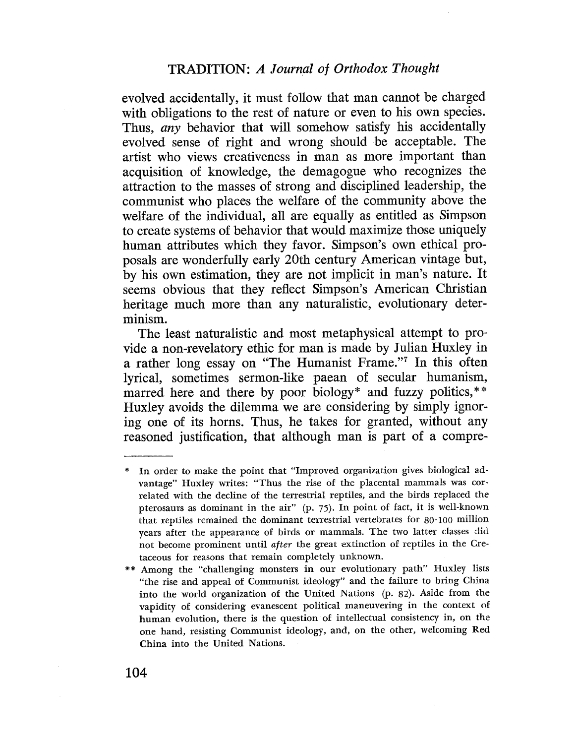evolved accidentally, it must follow that man cannot be charged with obligations to the rest of nature or even to his own species. Thus, *any* behavior that will somehow satisfy his accidentally evolved sense of right and wrong should be acceptable. The artist who views creativeness in man as more important than acquisition of knowledge, the demagogue who recognizes the attraction to the masses of strong and disciplined leadership, the communist who places the welfare of the community above the welfare of the individual, all are equally as entitled as Simpson to create systems of behavior that would maximize those uniquely human attributes which they favor. Simpson's own ethical proposals are wonderfully early 20th century American vintage but, by his own estimation, they are not implicit in man's nature. It seems obvious that they reflect Simpson's American Christian heritage much more than any naturalistic, evolutionary determinism.

The least naturalistic and most metaphysical attempt to provide a non-revelatory ethic for man is made by Julian Huxley in a rather long essay on "The Humanist Frame."[7] In this often lyrical, sometimes sermon-like paean of secular humanism, marred here and there by poor biology* and fuzzy politics,** Huxley avoids the dilemma we are considering by simply ignoring one of its horns. Thus, he takes for granted, without any reasoned justification, that although man is part of a compre-

---

\* In order to make the point that "Improved organization gives biological advantage" Huxley writes: "Thus the rise of the placental mammals was correlated with the decline of the terrestrial reptiles, and the birds replaced the pterosaurs as dominant in the air" (p. 75). In point of fact, it is well-known that reptiles remained the dominant terrestrial vertebrates for 80-100 million years after the appearance of birds or mammals. The two latter classes did not become prominent until *after* the great extinction of reptiles in the Cretaceous for reasons that remain completely unknown.

\*\* Among the "challenging monsters in our evolutionary path" Huxley lists "the rise and appeal of Communist ideology" and the failure to bring China into the world organization of the United Nations (p. 82). Aside from the vapidity of considering evanescent political maneuvering in the context of human evolution, there is the question of intellectual consistency in, on the one hand, resisting Communist ideology, and, on the other, welcoming Red China into the United Nations.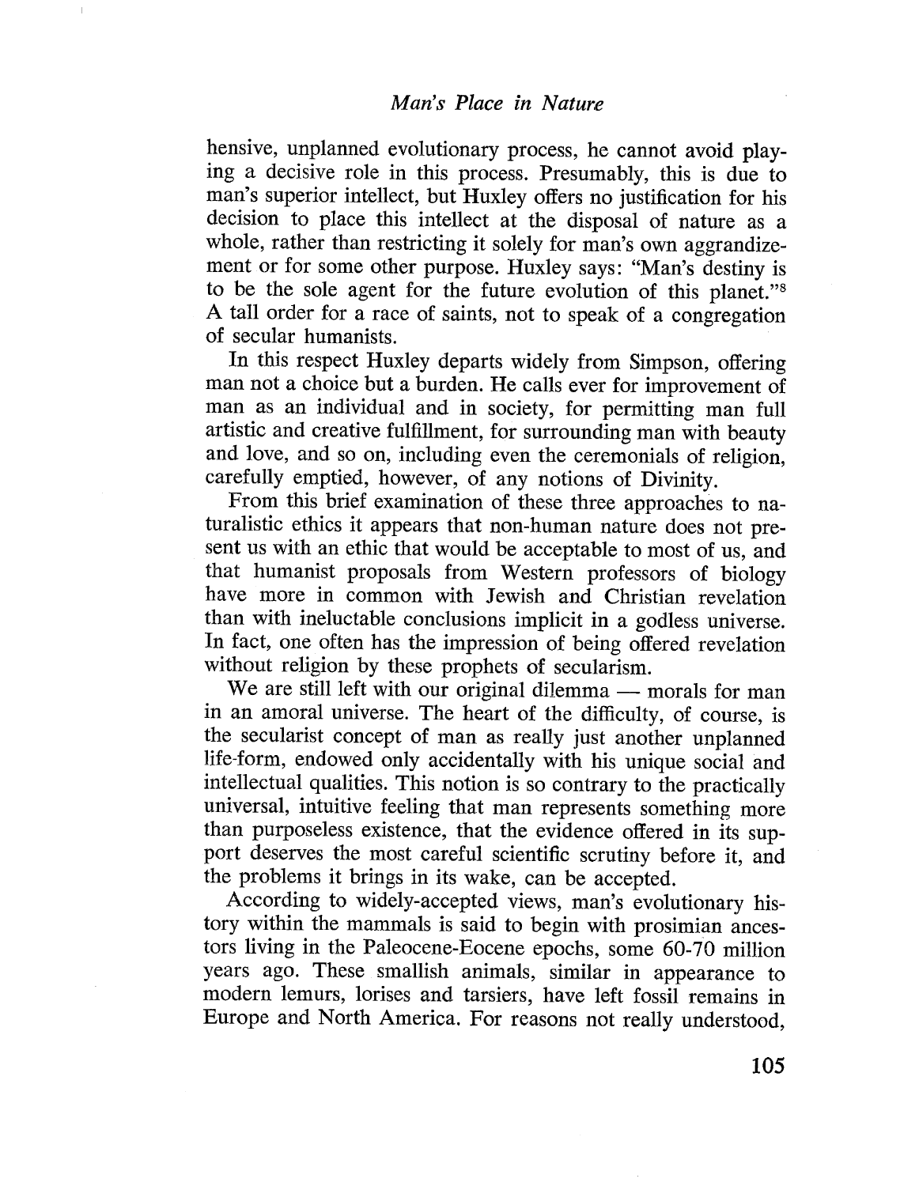hensive, unplanned evolutionary process, he cannot avoid playing a decisive role in this process. Presumably, this is due to man's superior intellect, but Huxley offers no justification for his decision to place this intellect at the disposal of nature as a whole, rather than restricting it solely for man's own aggrandizement or for some other purpose. Huxley says: "Man's destiny is to be the sole agent for the future evolution of this planet."[8] A tall order for a race of saints, not to speak of a congregation of secular humanists.

In this respect Huxley departs widely from Simpson, offering man not a choice but a burden. He calls ever for improvement of man as an individual and in society, for permitting man full artistic and creative fulfillment, for surrounding man with beauty and love, and so on, including even the ceremonials of religion, carefully emptied, however, of any notions of Divinity.

From this brief examination of these three approaches to naturalistic ethics it appears that non-human nature does not present us with an ethic that would be acceptable to most of us, and that humanist proposals from Western professors of biology have more in common with Jewish and Christian revelation than with ineluctable conclusions implicit in a godless universe. In fact, one often has the impression of being offered revelation without religion by these prophets of secularism.

We are still left with our original dilemma — morals for man in an amoral universe. The heart of the difficulty, of course, is the secularist concept of man as really just another unplanned life-form, endowed only accidentally with his unique social and intellectual qualities. This notion is so contrary to the practically universal, intuitive feeling that man represents something more than purposeless existence, that the evidence offered in its support deserves the most careful scientific scrutiny before it, and the problems it brings in its wake, can be accepted.

According to widely-accepted views, man's evolutionary history within the mammals is said to begin with prosimian ancestors living in the Paleocene-Eocene epochs, some 60-70 million years ago. These smallish animals, similar in appearance to modern lemurs, lorises and tarsiers, have left fossil remains in Europe and North America. For reasons not really understood,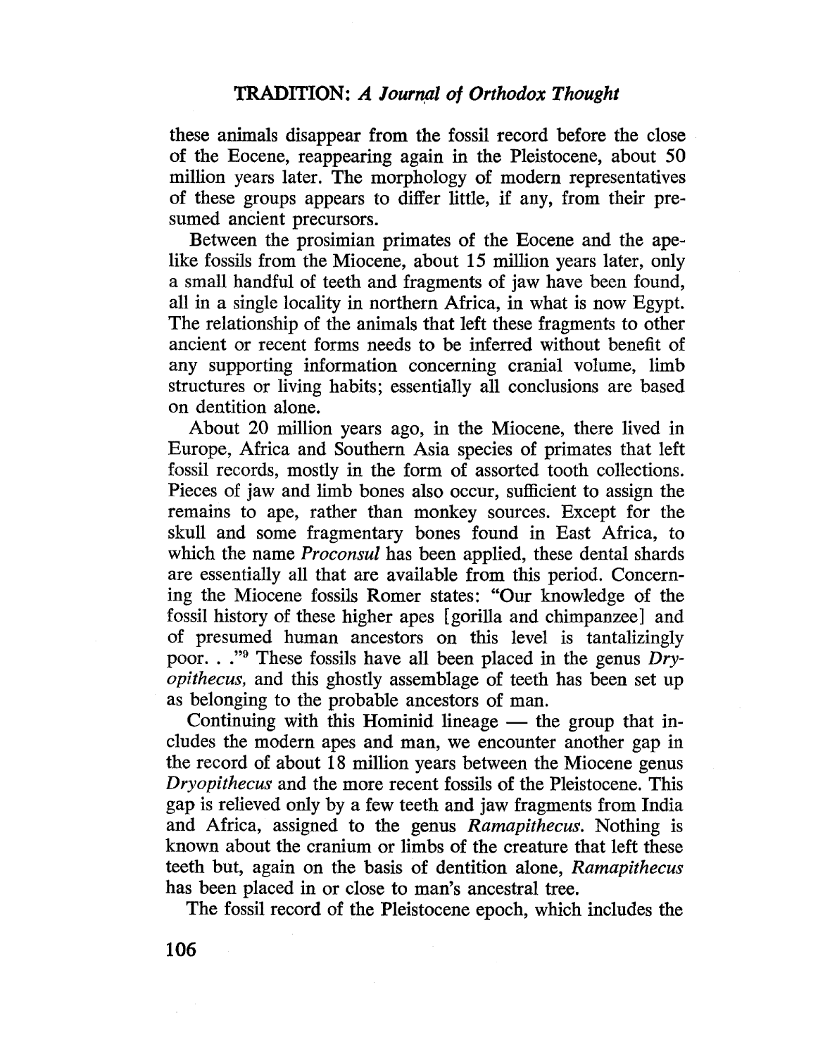these animals disappear from the fossil record before the close of the Eocene, reappearing again in the Pleistocene, about 50 million years later. The morphology of modern representatives of these groups appears to differ little, if any, from their presumed ancient precursors.

Between the prosimian primates of the Eocene and the ape-like fossils from the Miocene, about 15 million years later, only a small handful of teeth and fragments of jaw have been found, all in a single locality in northern Africa, in what is now Egypt. The relationship of the animals that left these fragments to other ancient or recent forms needs to be inferred without benefit of any supporting information concerning cranial volume, limb structures or living habits; essentially all conclusions are based on dentition alone.

About 20 million years ago, in the Miocene, there lived in Europe, Africa and Southern Asia species of primates that left fossil records, mostly in the form of assorted tooth collections. Pieces of jaw and limb bones also occur, sufficient to assign the remains to ape, rather than monkey sources. Except for the skull and some fragmentary bones found in East Africa, to which the name *Proconsul* has been applied, these dental shards are essentially all that are available from this period. Concerning the Miocene fossils Romer states: "Our knowledge of the fossil history of these higher apes [gorilla and chimpanzee] and of presumed human ancestors on this level is tantalizingly poor. . ."[9] These fossils have all been placed in the genus *Dryopithecus,* and this ghostly assemblage of teeth has been set up as belonging to the probable ancestors of man.

Continuing with this Hominid lineage — the group that includes the modern apes and man, we encounter another gap in the record of about 18 million years between the Miocene genus *Dryopithecus* and the more recent fossils of the Pleistocene. This gap is relieved only by a few teeth and jaw fragments from India and Africa, assigned to the genus *Ramapithecus.* Nothing is known about the cranium or limbs of the creature that left these teeth but, again on the basis of dentition alone, *Ramapithecus* has been placed in or close to man's ancestral tree.

The fossil record of the Pleistocene epoch, which includes the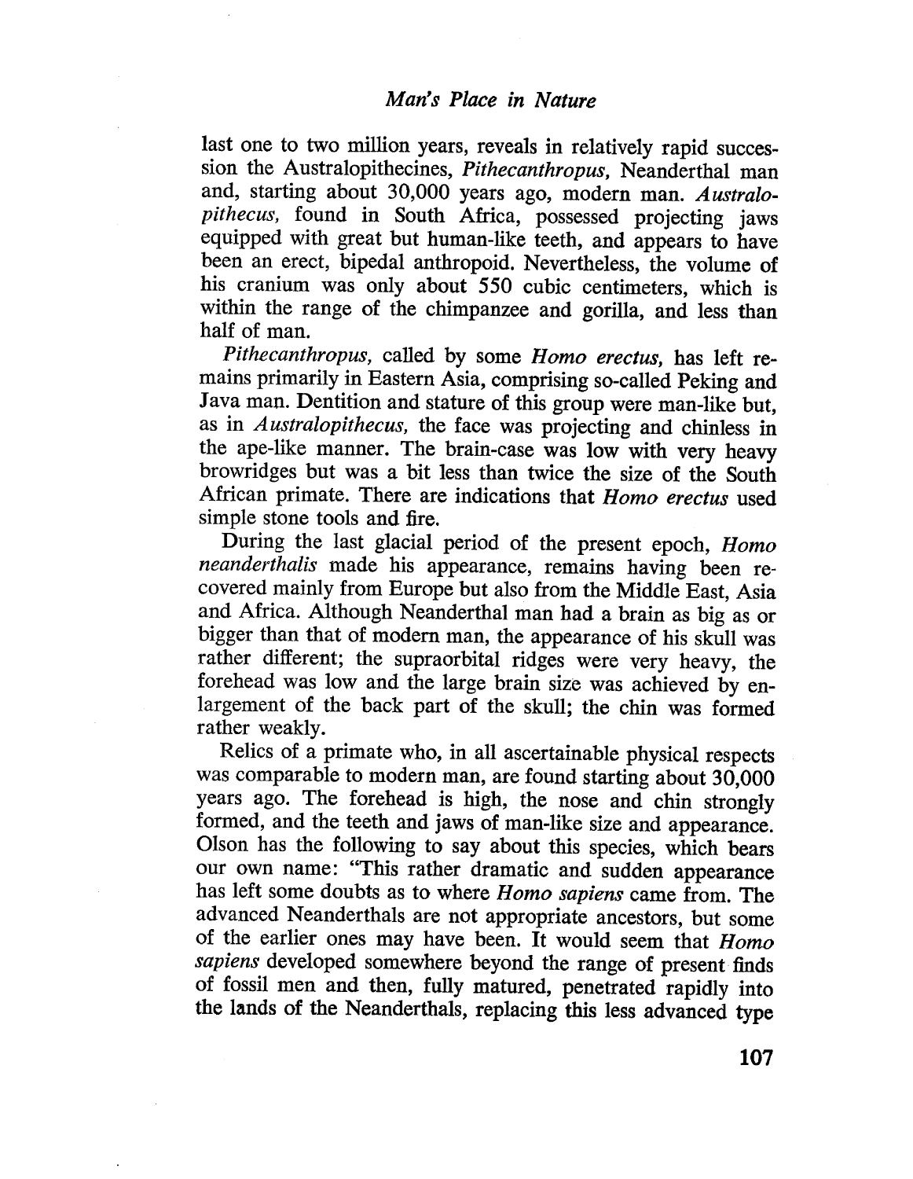last one to two million years, reveals in relatively rapid succession the Australopithecines, *Pithecanthropus,* Neanderthal man and, starting about 30,000 years ago, modern man. *Australopithecus,* found in South Africa, possessed projecting jaws equipped with great but human-like teeth, and appears to have been an erect, bipedal anthropoid. Nevertheless, the volume of his cranium was only about 550 cubic centimeters, which is within the range of the chimpanzee and gorilla, and less than half of man.

*Pithecanthropus,* called by some *Homo erectus,* has left remains primarily in Eastern Asia, comprising so-called Peking and Java man. Dentition and stature of this group were man-like but, as in *Australopithecus,* the face was projecting and chinless in the ape-like manner. The brain-case was low with very heavy browridges but was a bit less than twice the size of the South African primate. There are indications that *Homo erectus* used simple stone tools and fire.

During the last glacial period of the present epoch, *Homo neanderthalis* made his appearance, remains having been recovered mainly from Europe but also from the Middle East, Asia and Africa. Although Neanderthal man had a brain as big as or bigger than that of modern man, the appearance of his skull was rather different; the supraorbital ridges were very heavy, the forehead was low and the large brain size was achieved by enlargement of the back part of the skull; the chin was formed rather weakly.

Relics of a primate who, in all ascertainable physical respects was comparable to modern man, are found starting about 30,000 years ago. The forehead is high, the nose and chin strongly formed, and the teeth and jaws of man-like size and appearance. Olson has the following to say about this species, which bears our own name: "This rather dramatic and sudden appearance has left some doubts as to where *Homo sapiens* came from. The advanced Neanderthals are not appropriate ancestors, but some of the earlier ones may have been. It would seem that *Homo sapiens* developed somewhere beyond the range of present finds of fossil men and then, fully matured, penetrated rapidly into the lands of the Neanderthals, replacing this less advanced type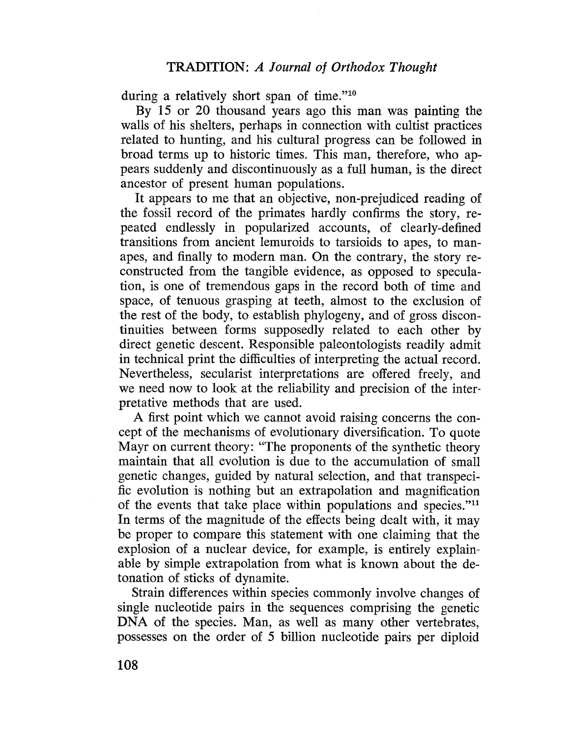during a relatively short span of time."[10]

By 15 or 20 thousand years ago this man was painting the walls of his shelters, perhaps in connection with cultist practices related to hunting, and his cultural progress can be followed in broad terms up to historic times. This man, therefore, who appears suddenly and discontinuously as a full human, is the direct ancestor of present human populations.

It appears to me that an objective, non-prejudiced reading of the fossil record of the primates hardly confirms the story, repeated endlessly in popularized accounts, of clearly-defined transitions from ancient lemuroids to tarsioids to apes, to man-apes, and finally to modern man. On the contrary, the story reconstructed from the tangible evidence, as opposed to speculation, is one of tremendous gaps in the record both of time and space, of tenuous grasping at teeth, almost to the exclusion of the rest of the body, to establish phylogeny, and of gross discontinuities between forms supposedly related to each other by direct genetic descent. Responsible paleontologists readily admit in technical print the difficulties of interpreting the actual record. Nevertheless, secularist interpretations are offered freely, and we need now to look at the reliability and precision of the interpretative methods that are used.

A first point which we cannot avoid raising concerns the concept of the mechanisms of evolutionary diversification. To quote Mayr on current theory: "The proponents of the synthetic theory maintain that all evolution is due to the accumulation of small genetic changes, guided by natural selection, and that transpecific evolution is nothing but an extrapolation and magnification of the events that take place within populations and species."[11] In terms of the magnitude of the effects being dealt with, it may be proper to compare this statement with one claiming that the explosion of a nuclear device, for example, is entirely explainable by simple extrapolation from what is known about the detonation of sticks of dynamite.

Strain differences within species commonly involve changes of single nucleotide pairs in the sequences comprising the genetic DNA of the species. Man, as well as many other vertebrates, possesses on the order of 5 billion nucleotide pairs per diploid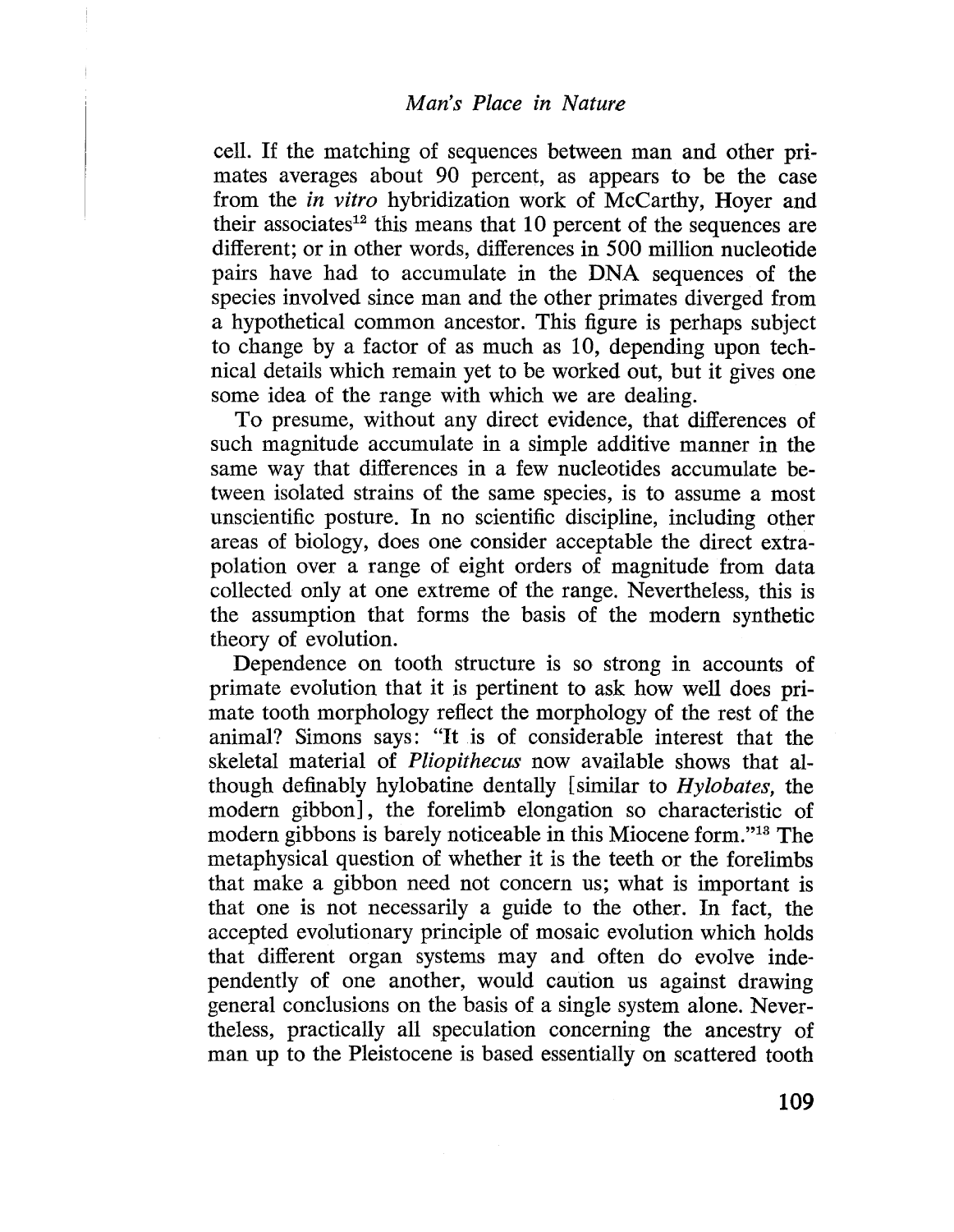cell. If the matching of sequences between man and other primates averages about 90 percent, as appears to be the case from the *in vitro* hybridization work of McCarthy, Hoyer and their associates[12] this means that 10 percent of the sequences are different; or in other words, differences in 500 million nucleotide pairs have had to accumulate in the DNA sequences of the species involved since man and the other primates diverged from a hypothetical common ancestor. This figure is perhaps subject to change by a factor of as much as 10, depending upon technical details which remain yet to be worked out, but it gives one some idea of the range with which we are dealing.

To presume, without any direct evidence, that differences of such magnitude accumulate in a simple additive manner in the same way that differences in a few nucleotides accumulate between isolated strains of the same species, is to assume a most unscientific posture. In no scientific discipline, including other areas of biology, does one consider acceptable the direct extrapolation over a range of eight orders of magnitude from data collected only at one extreme of the range. Nevertheless, this is the assumption that forms the basis of the modern synthetic theory of evolution.

Dependence on tooth structure is so strong in accounts of primate evolution that it is pertinent to ask how well does primate tooth morphology reflect the morphology of the rest of the animal? Simons says: "It is of considerable interest that the skeletal material of *Pliopithecus* now available shows that although definably hylobatine dentally [similar to *Hylobates*, the modern gibbon], the forelimb elongation so characteristic of modern gibbons is barely noticeable in this Miocene form."[13] The metaphysical question of whether it is the teeth or the forelimbs that make a gibbon need not concern us; what is important is that one is not necessarily a guide to the other. In fact, the accepted evolutionary principle of mosaic evolution which holds that different organ systems may and often do evolve independently of one another, would caution us against drawing general conclusions on the basis of a single system alone. Nevertheless, practically all speculation concerning the ancestry of man up to the Pleistocene is based essentially on scattered tooth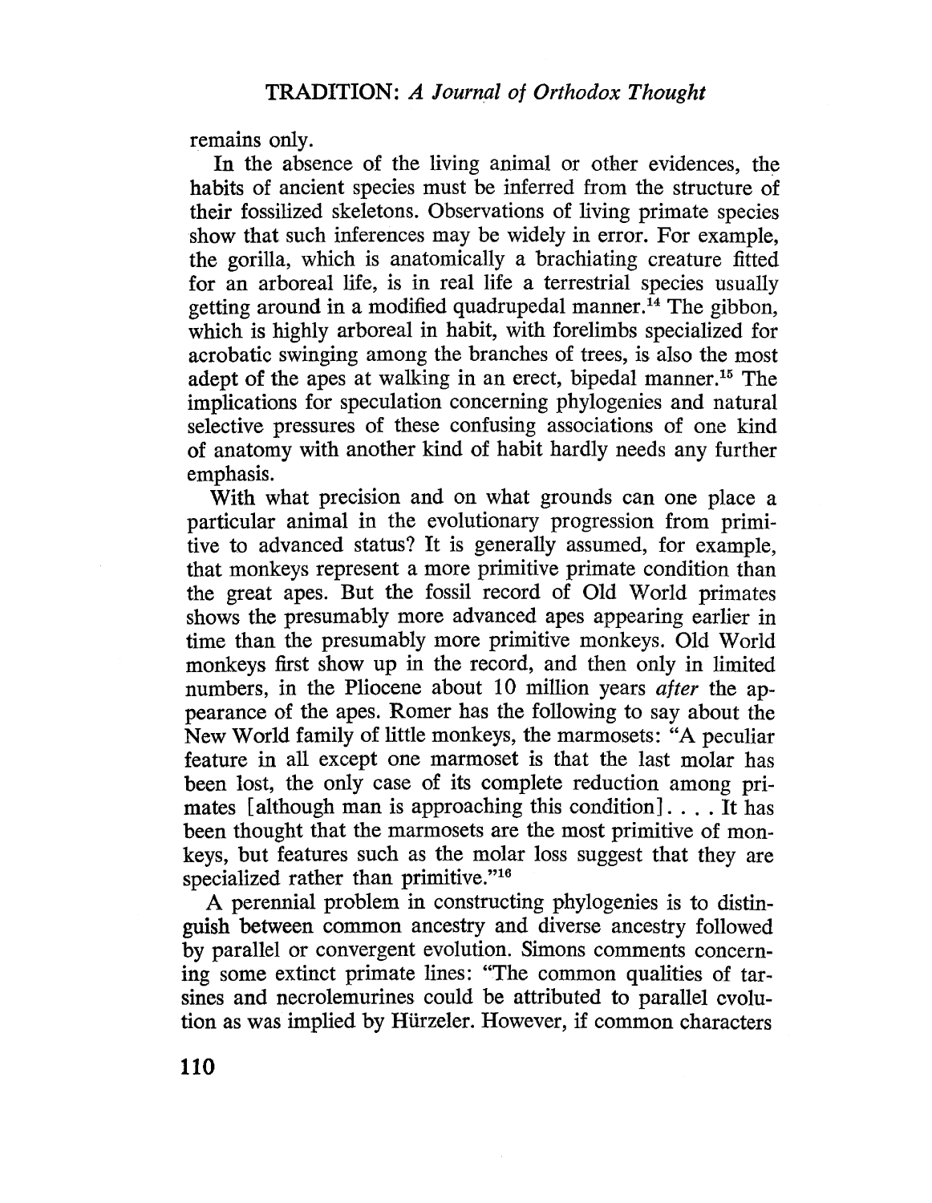remains only.

In the absence of the living animal or other evidences, the habits of ancient species must be inferred from the structure of their fossilized skeletons. Observations of living primate species show that such inferences may be widely in error. For example, the gorilla, which is anatomically a brachiating creature fitted for an arboreal life, is in real life a terrestrial species usually getting around in a modified quadrupedal manner.[14] The gibbon, which is highly arboreal in habit, with forelimbs specialized for acrobatic swinging among the branches of trees, is also the most adept of the apes at walking in an erect, bipedal manner.[15] The implications for speculation concerning phylogenies and natural selective pressures of these confusing associations of one kind of anatomy with another kind of habit hardly needs any further emphasis.

With what precision and on what grounds can one place a particular animal in the evolutionary progression from primitive to advanced status? It is generally assumed, for example, that monkeys represent a more primitive primate condition than the great apes. But the fossil record of Old World primates shows the presumably more advanced apes appearing earlier in time than the presumably more primitive monkeys. Old World monkeys first show up in the record, and then only in limited numbers, in the Pliocene about 10 million years *after* the appearance of the apes. Romer has the following to say about the New World family of little monkeys, the marmosets: "A peculiar feature in all except one marmoset is that the last molar has been lost, the only case of its complete reduction among primates [although man is approaching this condition]. . . . It has been thought that the marmosets are the most primitive of monkeys, but features such as the molar loss suggest that they are specialized rather than primitive."[16]

A perennial problem in constructing phylogenies is to distinguish between common ancestry and diverse ancestry followed by parallel or convergent evolution. Simons comments concerning some extinct primate lines: "The common qualities of tarsines and necrolemurines could be attributed to parallel evolution as was implied by Hürzeler. However, if common characters